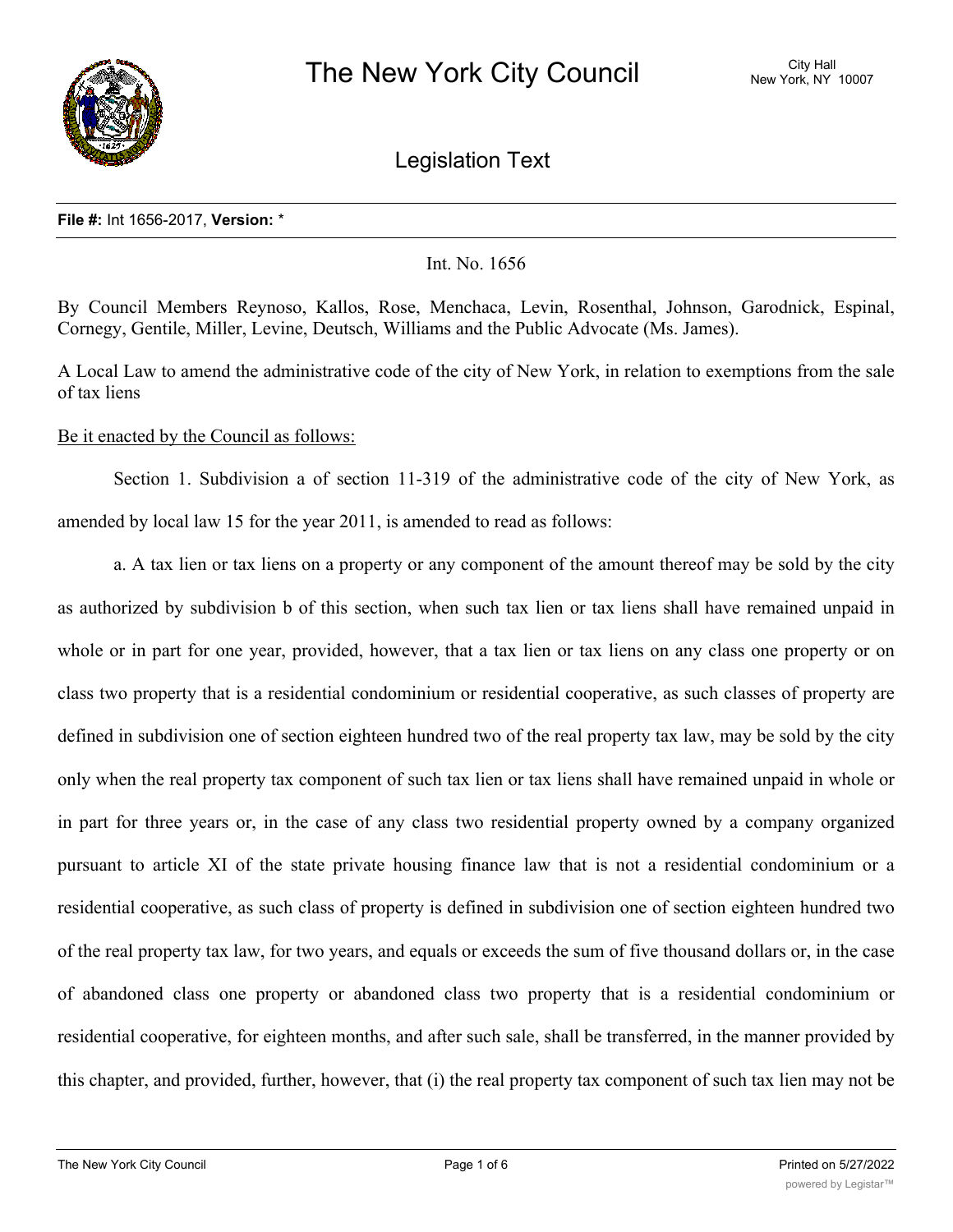# The New York City Council

City Hall
New York, NY 10007

## Legislation Text

**File #:** Int 1656-2017, **Version:** *

Int. No. 1656

By Council Members Reynoso, Kallos, Rose, Menchaca, Levin, Rosenthal, Johnson, Garodnick, Espinal, Cornegy, Gentile, Miller, Levine, Deutsch, Williams and the Public Advocate (Ms. James).

A Local Law to amend the administrative code of the city of New York, in relation to exemptions from the sale of tax liens

Be it enacted by the Council as follows:

Section 1. Subdivision a of section 11-319 of the administrative code of the city of New York, as amended by local law 15 for the year 2011, is amended to read as follows:

a. A tax lien or tax liens on a property or any component of the amount thereof may be sold by the city as authorized by subdivision b of this section, when such tax lien or tax liens shall have remained unpaid in whole or in part for one year, provided, however, that a tax lien or tax liens on any class one property or on class two property that is a residential condominium or residential cooperative, as such classes of property are defined in subdivision one of section eighteen hundred two of the real property tax law, may be sold by the city only when the real property tax component of such tax lien or tax liens shall have remained unpaid in whole or in part for three years or, in the case of any class two residential property owned by a company organized pursuant to article XI of the state private housing finance law that is not a residential condominium or a residential cooperative, as such class of property is defined in subdivision one of section eighteen hundred two of the real property tax law, for two years, and equals or exceeds the sum of five thousand dollars or, in the case of abandoned class one property or abandoned class two property that is a residential condominium or residential cooperative, for eighteen months, and after such sale, shall be transferred, in the manner provided by this chapter, and provided, further, however, that (i) the real property tax component of such tax lien may not be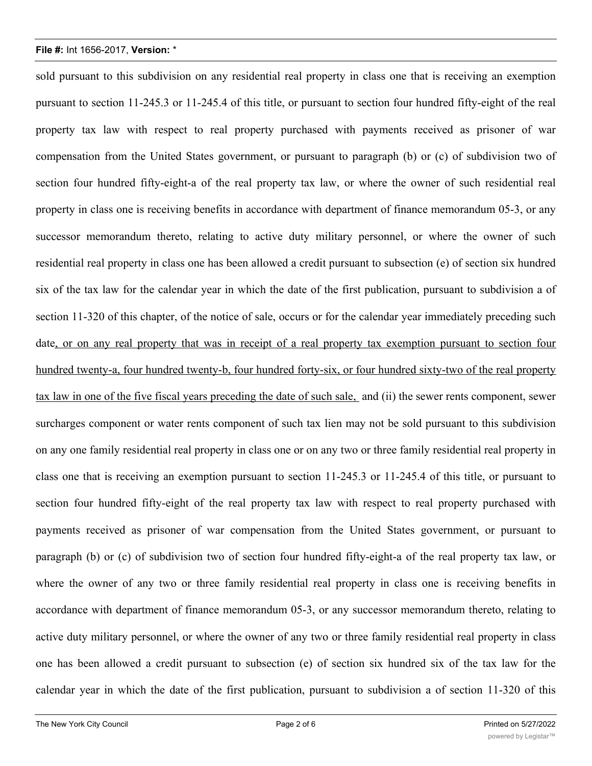sold pursuant to this subdivision on any residential real property in class one that is receiving an exemption pursuant to section 11-245.3 or 11-245.4 of this title, or pursuant to section four hundred fifty-eight of the real property tax law with respect to real property purchased with payments received as prisoner of war compensation from the United States government, or pursuant to paragraph (b) or (c) of subdivision two of section four hundred fifty-eight-a of the real property tax law, or where the owner of such residential real property in class one is receiving benefits in accordance with department of finance memorandum 05-3, or any successor memorandum thereto, relating to active duty military personnel, or where the owner of such residential real property in class one has been allowed a credit pursuant to subsection (e) of section six hundred six of the tax law for the calendar year in which the date of the first publication, pursuant to subdivision a of section 11-320 of this chapter, of the notice of sale, occurs or for the calendar year immediately preceding such date<u>, or on any real property that was in receipt of a real property tax exemption pursuant to section four hundred twenty-a, four hundred twenty-b, four hundred forty-six, or four hundred sixty-two of the real property tax law in one of the five fiscal years preceding the date of such sale,</u> and (ii) the sewer rents component, sewer surcharges component or water rents component of such tax lien may not be sold pursuant to this subdivision on any one family residential real property in class one or on any two or three family residential real property in class one that is receiving an exemption pursuant to section 11-245.3 or 11-245.4 of this title, or pursuant to section four hundred fifty-eight of the real property tax law with respect to real property purchased with payments received as prisoner of war compensation from the United States government, or pursuant to paragraph (b) or (c) of subdivision two of section four hundred fifty-eight-a of the real property tax law, or where the owner of any two or three family residential real property in class one is receiving benefits in accordance with department of finance memorandum 05-3, or any successor memorandum thereto, relating to active duty military personnel, or where the owner of any two or three family residential real property in class one has been allowed a credit pursuant to subsection (e) of section six hundred six of the tax law for the calendar year in which the date of the first publication, pursuant to subdivision a of section 11-320 of this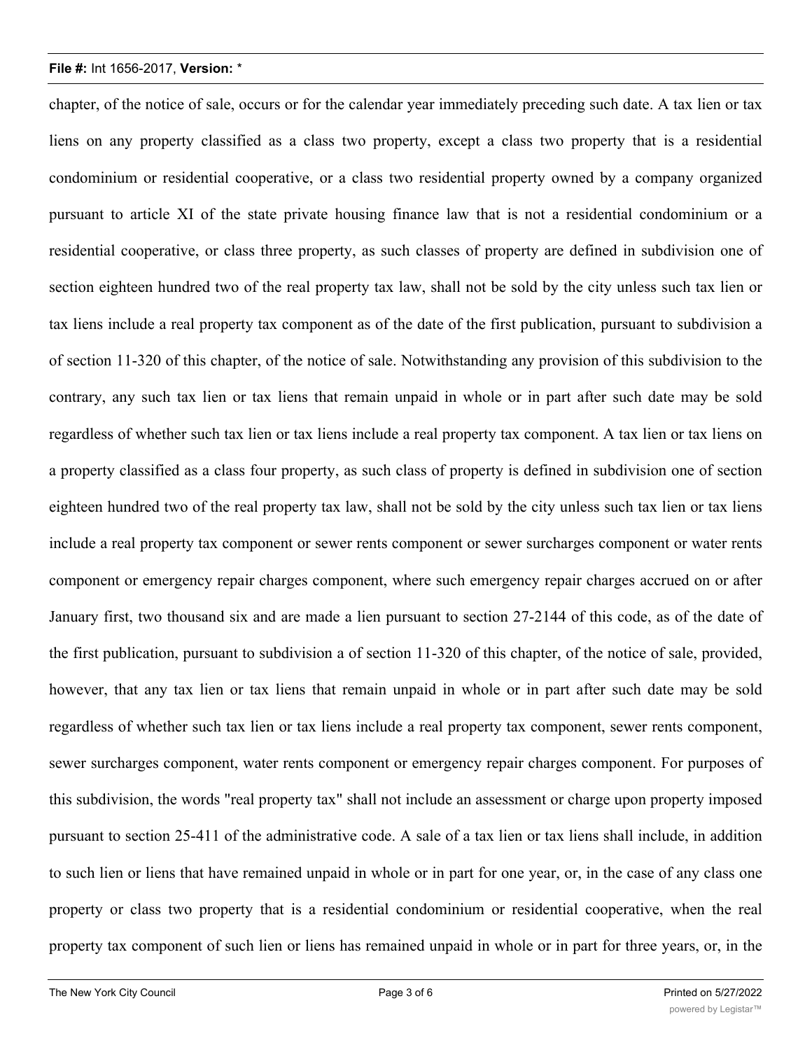chapter, of the notice of sale, occurs or for the calendar year immediately preceding such date. A tax lien or tax liens on any property classified as a class two property, except a class two property that is a residential condominium or residential cooperative, or a class two residential property owned by a company organized pursuant to article XI of the state private housing finance law that is not a residential condominium or a residential cooperative, or class three property, as such classes of property are defined in subdivision one of section eighteen hundred two of the real property tax law, shall not be sold by the city unless such tax lien or tax liens include a real property tax component as of the date of the first publication, pursuant to subdivision a of section 11-320 of this chapter, of the notice of sale. Notwithstanding any provision of this subdivision to the contrary, any such tax lien or tax liens that remain unpaid in whole or in part after such date may be sold regardless of whether such tax lien or tax liens include a real property tax component. A tax lien or tax liens on a property classified as a class four property, as such class of property is defined in subdivision one of section eighteen hundred two of the real property tax law, shall not be sold by the city unless such tax lien or tax liens include a real property tax component or sewer rents component or sewer surcharges component or water rents component or emergency repair charges component, where such emergency repair charges accrued on or after January first, two thousand six and are made a lien pursuant to section 27-2144 of this code, as of the date of the first publication, pursuant to subdivision a of section 11-320 of this chapter, of the notice of sale, provided, however, that any tax lien or tax liens that remain unpaid in whole or in part after such date may be sold regardless of whether such tax lien or tax liens include a real property tax component, sewer rents component, sewer surcharges component, water rents component or emergency repair charges component. For purposes of this subdivision, the words "real property tax" shall not include an assessment or charge upon property imposed pursuant to section 25-411 of the administrative code. A sale of a tax lien or tax liens shall include, in addition to such lien or liens that have remained unpaid in whole or in part for one year, or, in the case of any class one property or class two property that is a residential condominium or residential cooperative, when the real property tax component of such lien or liens has remained unpaid in whole or in part for three years, or, in the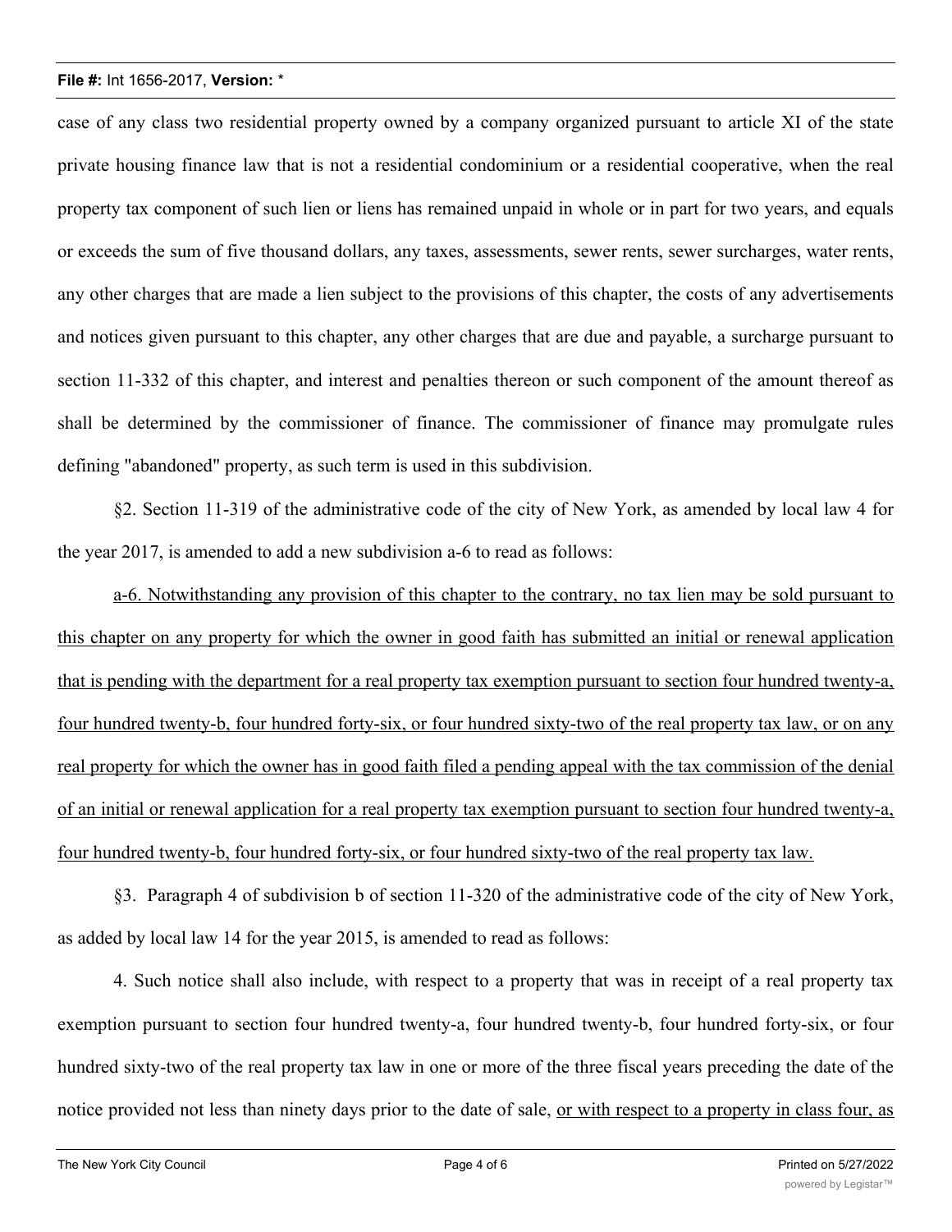case of any class two residential property owned by a company organized pursuant to article XI of the state private housing finance law that is not a residential condominium or a residential cooperative, when the real property tax component of such lien or liens has remained unpaid in whole or in part for two years, and equals or exceeds the sum of five thousand dollars, any taxes, assessments, sewer rents, sewer surcharges, water rents, any other charges that are made a lien subject to the provisions of this chapter, the costs of any advertisements and notices given pursuant to this chapter, any other charges that are due and payable, a surcharge pursuant to section 11-332 of this chapter, and interest and penalties thereon or such component of the amount thereof as shall be determined by the commissioner of finance. The commissioner of finance may promulgate rules defining "abandoned" property, as such term is used in this subdivision.

§2. Section 11-319 of the administrative code of the city of New York, as amended by local law 4 for the year 2017, is amended to add a new subdivision a-6 to read as follows:

<u>a-6. Notwithstanding any provision of this chapter to the contrary, no tax lien may be sold pursuant to this chapter on any property for which the owner in good faith has submitted an initial or renewal application that is pending with the department for a real property tax exemption pursuant to section four hundred twenty-a, four hundred twenty-b, four hundred forty-six, or four hundred sixty-two of the real property tax law, or on any real property for which the owner has in good faith filed a pending appeal with the tax commission of the denial of an initial or renewal application for a real property tax exemption pursuant to section four hundred twenty-a, four hundred twenty-b, four hundred forty-six, or four hundred sixty-two of the real property tax law.</u>

§3. Paragraph 4 of subdivision b of section 11-320 of the administrative code of the city of New York, as added by local law 14 for the year 2015, is amended to read as follows:

4. Such notice shall also include, with respect to a property that was in receipt of a real property tax exemption pursuant to section four hundred twenty-a, four hundred twenty-b, four hundred forty-six, or four hundred sixty-two of the real property tax law in one or more of the three fiscal years preceding the date of the notice provided not less than ninety days prior to the date of sale, <u>or with respect to a property in class four, as</u>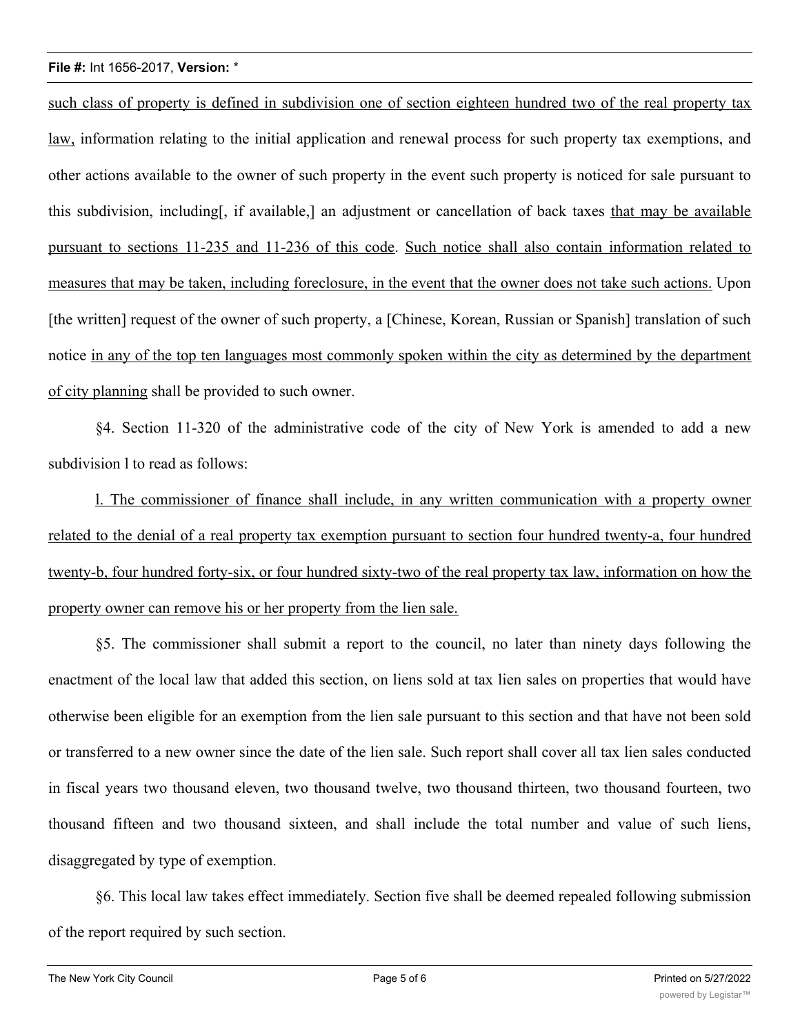such class of property is defined in subdivision one of section eighteen hundred two of the real property tax law, information relating to the initial application and renewal process for such property tax exemptions, and other actions available to the owner of such property in the event such property is noticed for sale pursuant to this subdivision, including[, if available,] an adjustment or cancellation of back taxes that may be available pursuant to sections 11-235 and 11-236 of this code. Such notice shall also contain information related to measures that may be taken, including foreclosure, in the event that the owner does not take such actions. Upon [the written] request of the owner of such property, a [Chinese, Korean, Russian or Spanish] translation of such notice in any of the top ten languages most commonly spoken within the city as determined by the department of city planning shall be provided to such owner.

§4. Section 11-320 of the administrative code of the city of New York is amended to add a new subdivision l to read as follows:

l. The commissioner of finance shall include, in any written communication with a property owner related to the denial of a real property tax exemption pursuant to section four hundred twenty-a, four hundred twenty-b, four hundred forty-six, or four hundred sixty-two of the real property tax law, information on how the property owner can remove his or her property from the lien sale.

§5. The commissioner shall submit a report to the council, no later than ninety days following the enactment of the local law that added this section, on liens sold at tax lien sales on properties that would have otherwise been eligible for an exemption from the lien sale pursuant to this section and that have not been sold or transferred to a new owner since the date of the lien sale. Such report shall cover all tax lien sales conducted in fiscal years two thousand eleven, two thousand twelve, two thousand thirteen, two thousand fourteen, two thousand fifteen and two thousand sixteen, and shall include the total number and value of such liens, disaggregated by type of exemption.

§6. This local law takes effect immediately. Section five shall be deemed repealed following submission of the report required by such section.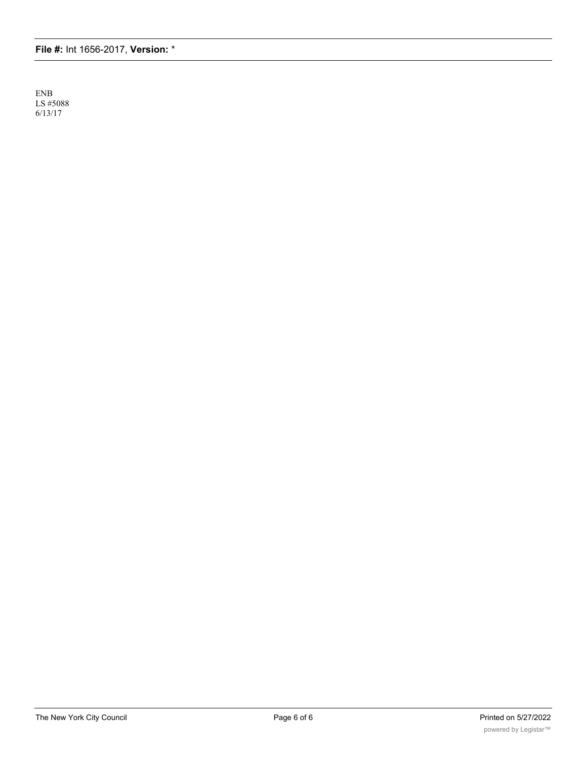ENB
LS #5088
6/13/17